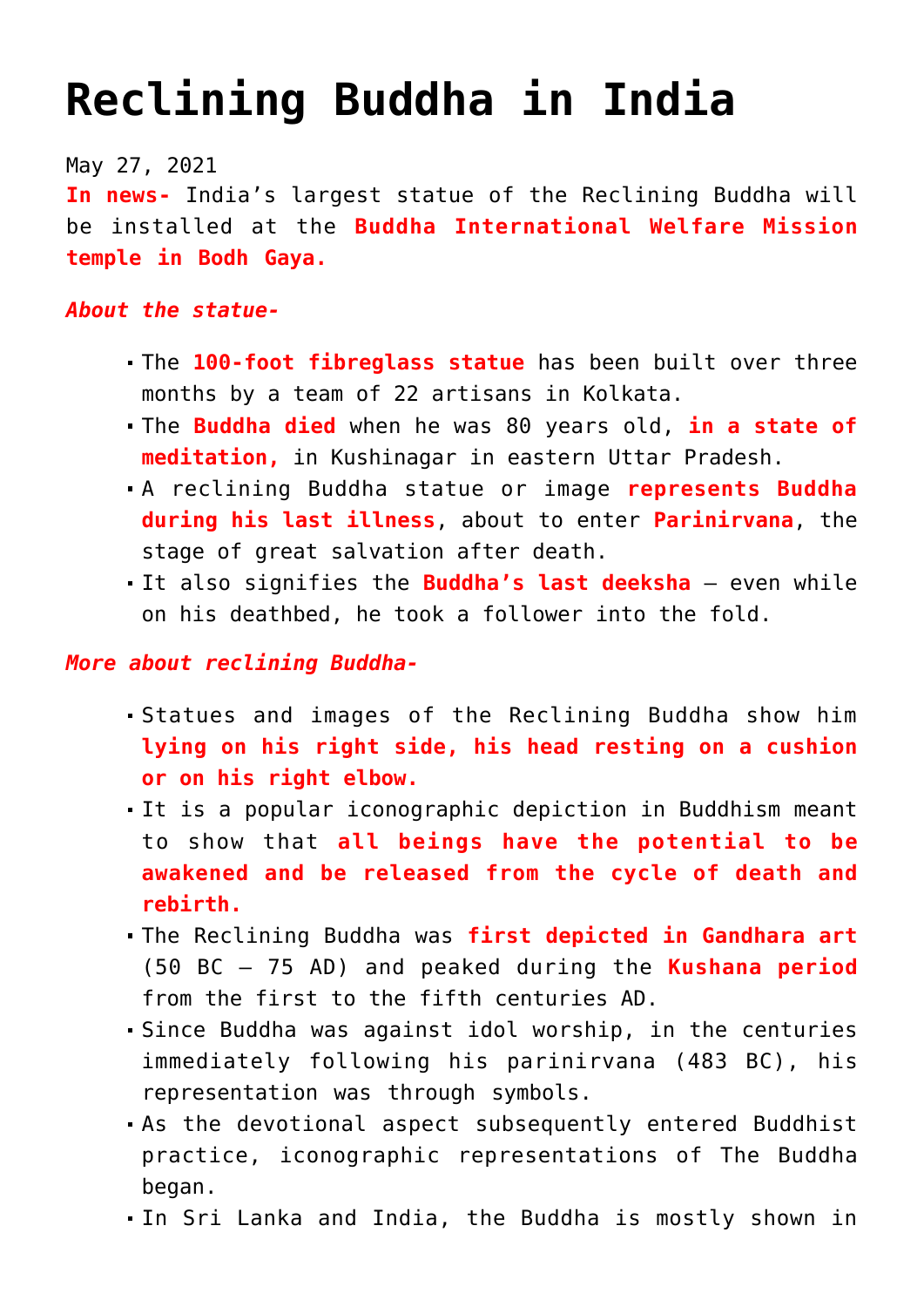# Reclining Buddha in India

May 27, 2021

**In news-** India's largest statue of the Reclining Buddha will be installed at the **Buddha International Welfare Mission temple in Bodh Gaya.**

***About the statue-***

- The **100-foot fibreglass statue** has been built over three months by a team of 22 artisans in Kolkata.
- The **Buddha died** when he was 80 years old, **in a state of meditation,** in Kushinagar in eastern Uttar Pradesh.
- A reclining Buddha statue or image **represents Buddha during his last illness**, about to enter **Parinirvana**, the stage of great salvation after death.
- It also signifies the **Buddha's last deeksha** — even while on his deathbed, he took a follower into the fold.

***More about reclining Buddha-***

- Statues and images of the Reclining Buddha show him **lying on his right side, his head resting on a cushion or on his right elbow.**
- It is a popular iconographic depiction in Buddhism meant to show that **all beings have the potential to be awakened and be released from the cycle of death and rebirth.**
- The Reclining Buddha was **first depicted in Gandhara art** (50 BC — 75 AD) and peaked during the **Kushana period** from the first to the fifth centuries AD.
- Since Buddha was against idol worship, in the centuries immediately following his parinirvana (483 BC), his representation was through symbols.
- As the devotional aspect subsequently entered Buddhist practice, iconographic representations of The Buddha began.
- In Sri Lanka and India, the Buddha is mostly shown in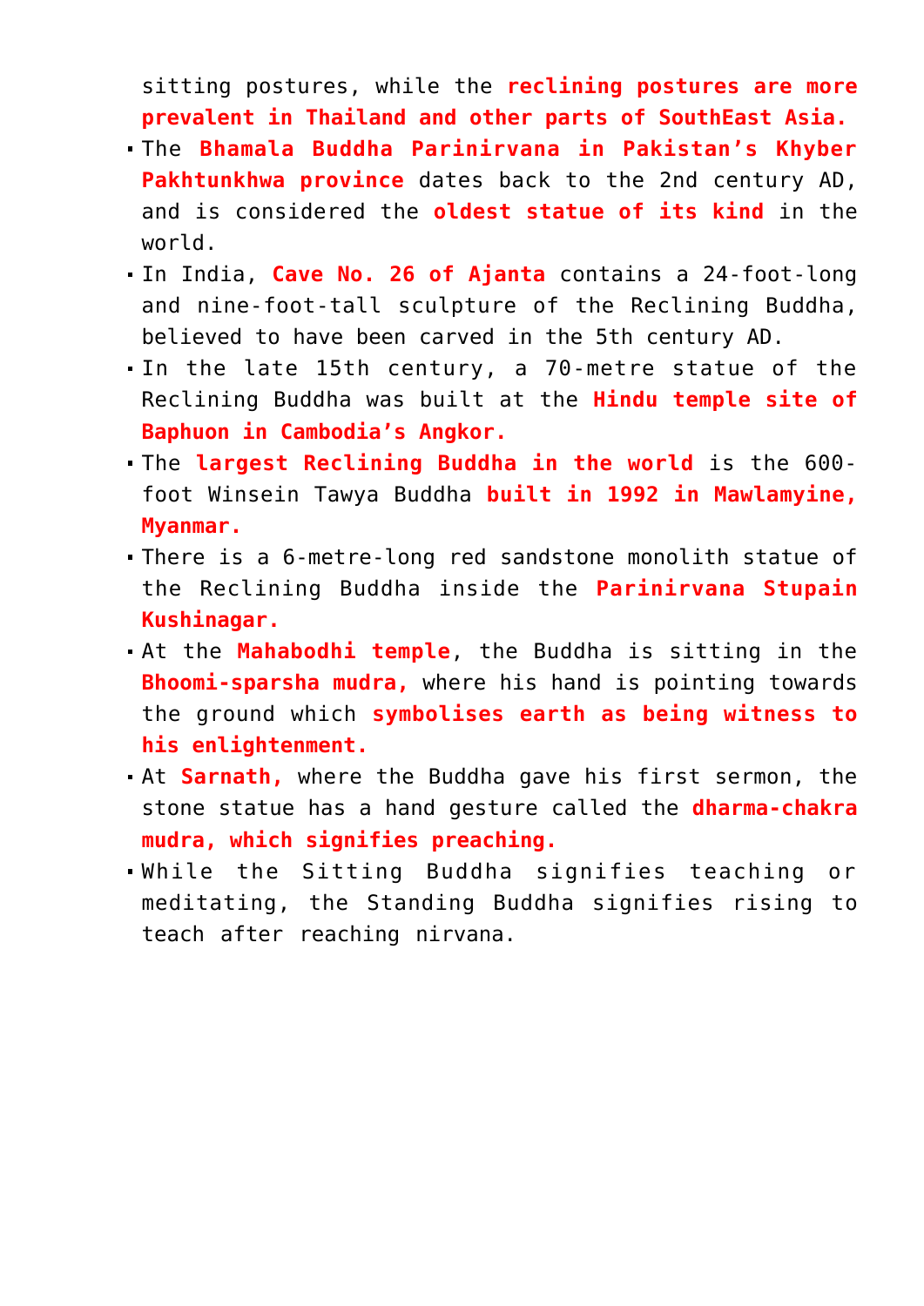sitting postures, while the **reclining postures are more prevalent in Thailand and other parts of SouthEast Asia.**

- The **Bhamala Buddha Parinirvana in Pakistan's Khyber Pakhtunkhwa province** dates back to the 2nd century AD, and is considered the **oldest statue of its kind** in the world.
- In India, **Cave No. 26 of Ajanta** contains a 24-foot-long and nine-foot-tall sculpture of the Reclining Buddha, believed to have been carved in the 5th century AD.
- In the late 15th century, a 70-metre statue of the Reclining Buddha was built at the **Hindu temple site of Baphuon in Cambodia's Angkor.**
- The **largest Reclining Buddha in the world** is the 600-foot Winsein Tawya Buddha **built in 1992 in Mawlamyine, Myanmar.**
- There is a 6-metre-long red sandstone monolith statue of the Reclining Buddha inside the **Parinirvana Stupain Kushinagar.**
- At the **Mahabodhi temple**, the Buddha is sitting in the **Bhoomi-sparsha mudra,** where his hand is pointing towards the ground which **symbolises earth as being witness to his enlightenment.**
- At **Sarnath,** where the Buddha gave his first sermon, the stone statue has a hand gesture called the **dharma-chakra mudra, which signifies preaching.**
- While the Sitting Buddha signifies teaching or meditating, the Standing Buddha signifies rising to teach after reaching nirvana.